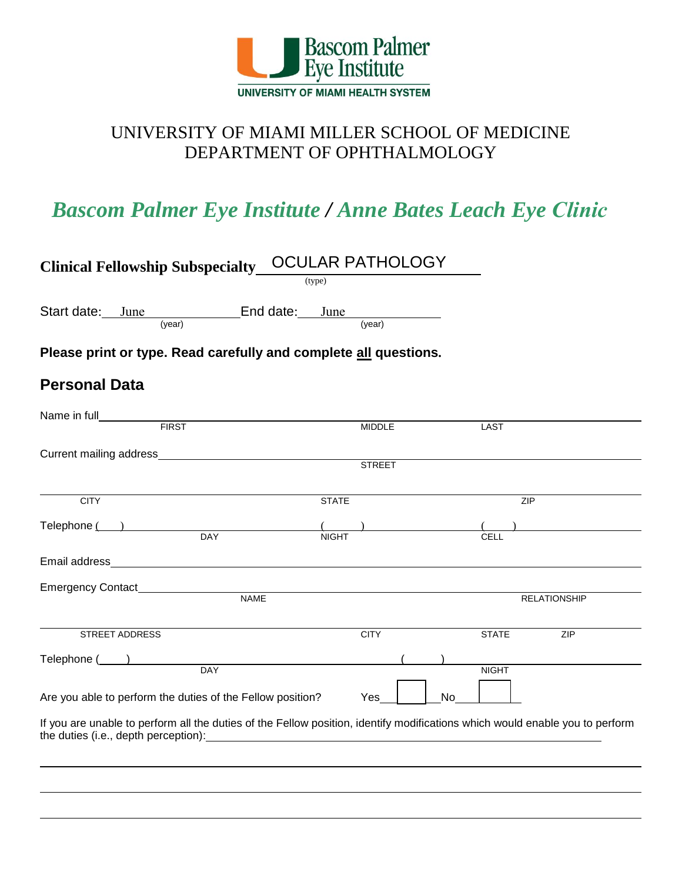Bascom Palmer Eye Institute

UNIVERSITY OF MIAMI HEALTH SYSTEM

# UNIVERSITY OF MIAMI MILLER SCHOOL OF MEDICINE
# DEPARTMENT OF OPHTHALMOLOGY

## *Bascom Palmer Eye Institute / Anne Bates Leach Eye Clinic*

**Clinical Fellowship Subspecialty** OCULAR PATHOLOGY
(type)

Start date: June ______ (year) End date: June ______ (year)

**Please print or type. Read carefully and complete all questions.**

## Personal Data

Name in full ____________________________________________
FIRST MIDDLE LAST

Current mailing address ____________________________________________
STREET

____________________________________________
CITY STATE ZIP

Telephone (    ) ______________ (    ) ______________ (    ) ______________
DAY NIGHT CELL

Email address ____________________________________________

Emergency Contact ____________________________________________
NAME RELATIONSHIP

____________________________________________
STREET ADDRESS CITY STATE ZIP

Telephone (    ) ______________ (    ) ______________
DAY NIGHT

Are you able to perform the duties of the Fellow position? Yes ☐ No ☐

If you are unable to perform all the duties of the Fellow position, identify modifications which would enable you to perform the duties (i.e., depth perception): ____________________________________________

____________________________________________

____________________________________________

____________________________________________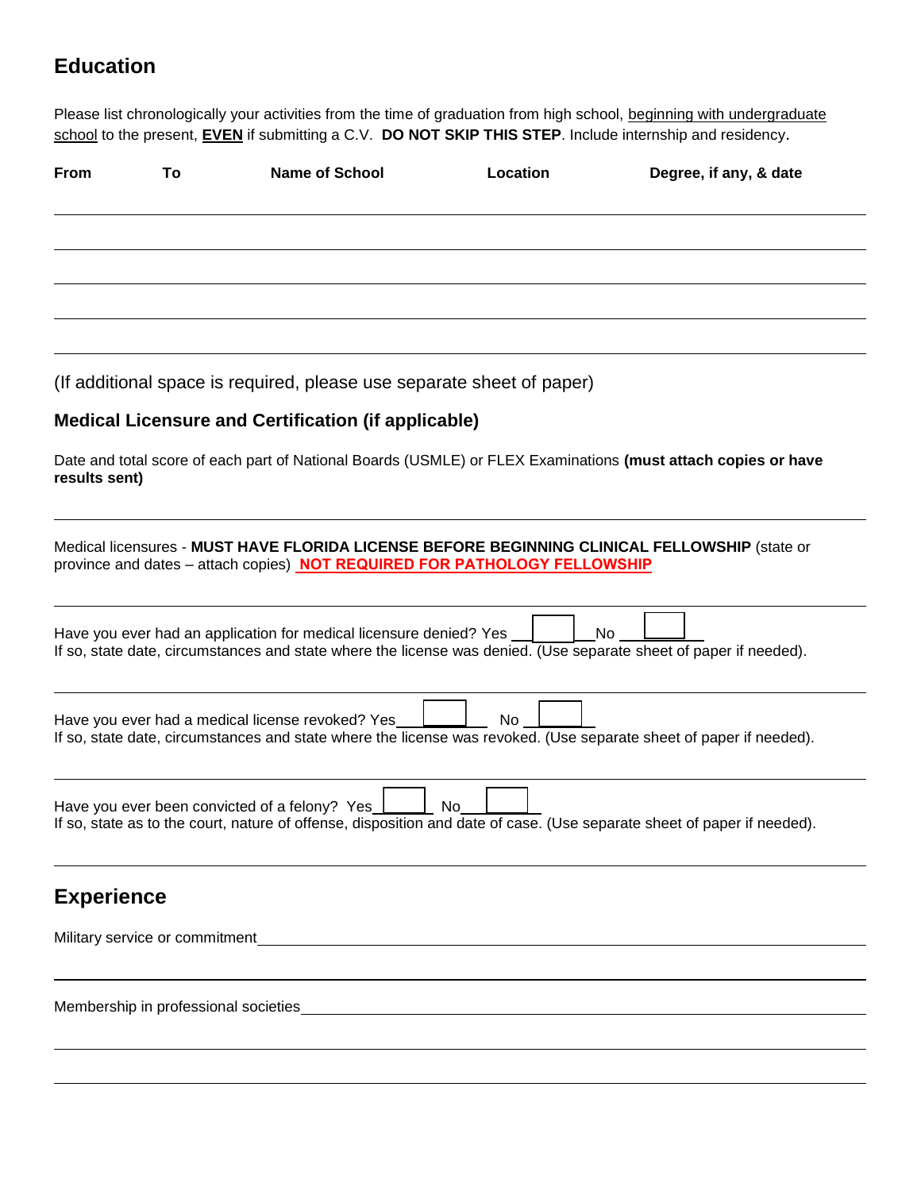## Education

Please list chronologically your activities from the time of graduation from high school, beginning with undergraduate school to the present, **EVEN** if submitting a C.V. **DO NOT SKIP THIS STEP**. Include internship and residency.

| From | To | Name of School | Location | Degree, if any, & date |
|---|---|---|---|---|
| | | | | |
| | | | | |
| | | | | |
| | | | | |
| | | | | |

(If additional space is required, please use separate sheet of paper)

### Medical Licensure and Certification (if applicable)

Date and total score of each part of National Boards (USMLE) or FLEX Examinations **(must attach copies or have results sent)**

Medical licensures - **MUST HAVE FLORIDA LICENSE BEFORE BEGINNING CLINICAL FELLOWSHIP** (state or province and dates – attach copies) **NOT REQUIRED FOR PATHOLOGY FELLOWSHIP**

Have you ever had an application for medical licensure denied? Yes ☐ No ☐
If so, state date, circumstances and state where the license was denied. (Use separate sheet of paper if needed).

Have you ever had a medical license revoked? Yes ☐ No ☐
If so, state date, circumstances and state where the license was revoked. (Use separate sheet of paper if needed).

Have you ever been convicted of a felony? Yes ☐ No ☐
If so, state as to the court, nature of offense, disposition and date of case. (Use separate sheet of paper if needed).

## Experience

Military service or commitment ______________________________

Membership in professional societies ______________________________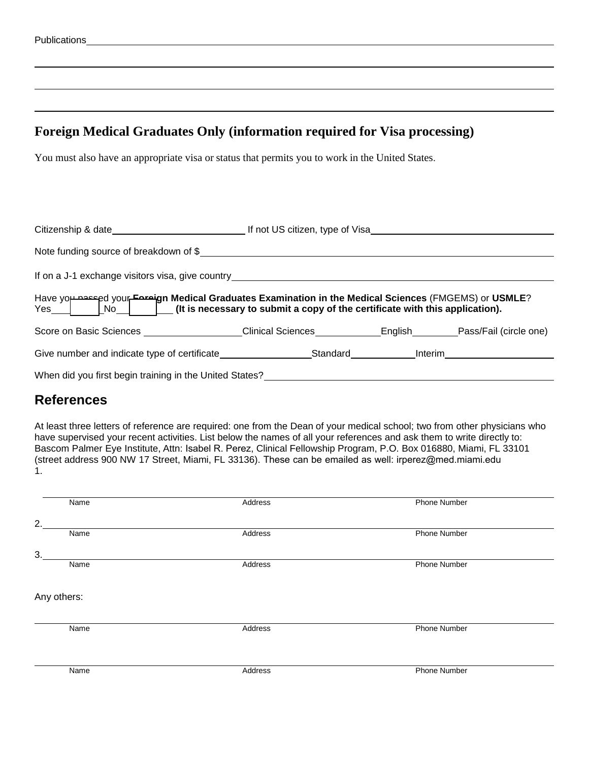Publications_______________________________________________

_______________________________________________

_______________________________________________

_______________________________________________

## Foreign Medical Graduates Only (information required for Visa processing)

You must also have an appropriate visa or status that permits you to work in the United States.

Citizenship & date_______________________ If not US citizen, type of Visa_______________________

Note funding source of breakdown of $_______________________________________________

If on a J-1 exchange visitors visa, give country_______________________________________________

Have you passed your **Foreign Medical Graduates Examination in the Medical Sciences** (FMGEMS) or **USMLE**?
Yes______ No______ **(It is necessary to submit a copy of the certificate with this application).**

Score on Basic Sciences ______________ Clinical Sciences __________ English ________ Pass/Fail (circle one)

Give number and indicate type of certificate______________ Standard__________ Interim_______________

When did you first begin training in the United States?_______________________________________________

## References

At least three letters of reference are required: one from the Dean of your medical school; two from other physicians who have supervised your recent activities. List below the names of all your references and ask them to write directly to: Bascom Palmer Eye Institute, Attn: Isabel R. Perez, Clinical Fellowship Program, P.O. Box 016880, Miami, FL 33101 (street address 900 NW 17 Street, Miami, FL 33136). These can be emailed as well: irperez@med.miami.edu

1. _______________________________________________
   Name Address Phone Number

2. _______________________________________________
   Name Address Phone Number

3. _______________________________________________
   Name Address Phone Number

Any others:

_______________________________________________
Name Address Phone Number

_______________________________________________
Name Address Phone Number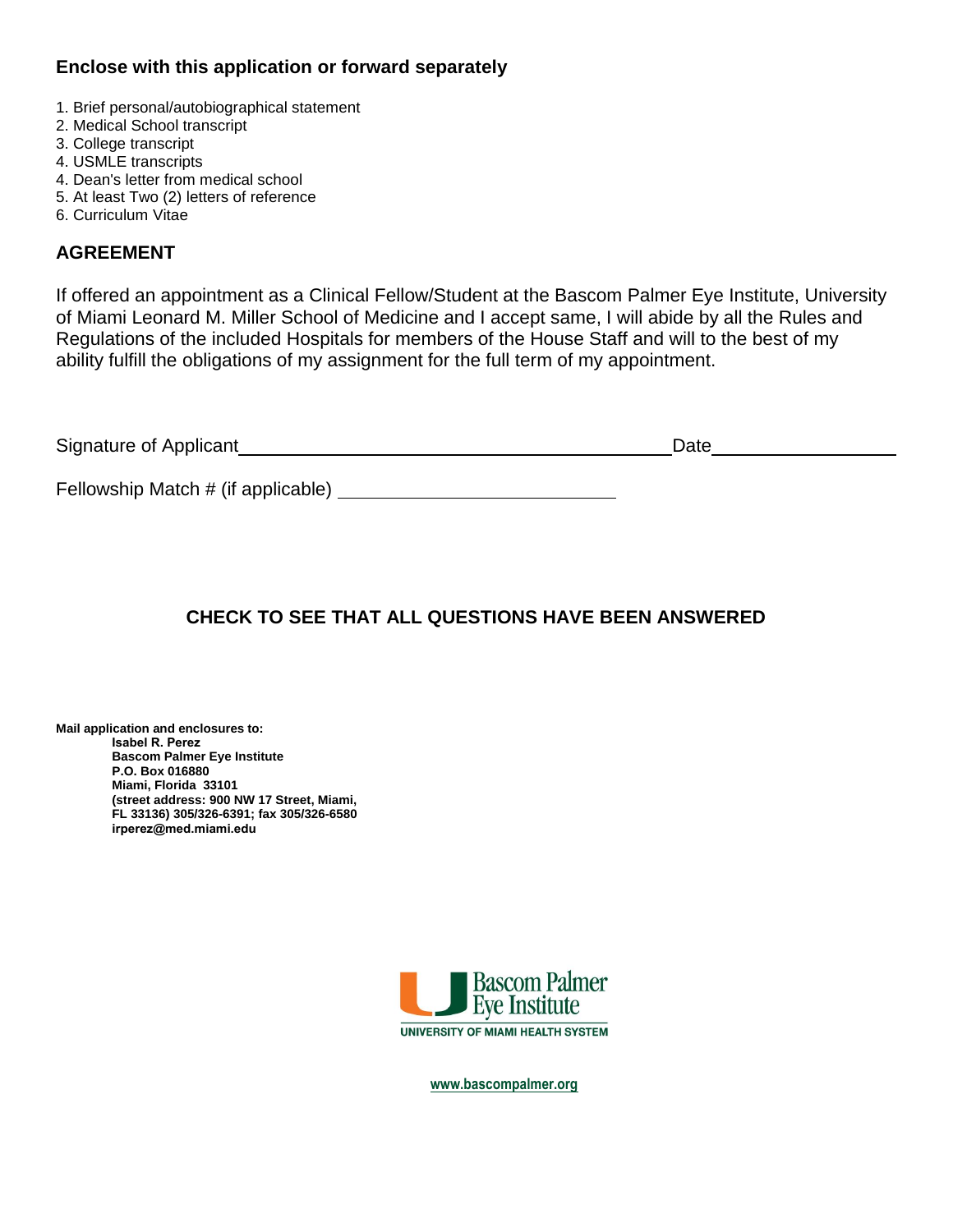### Enclose with this application or forward separately

1. Brief personal/autobiographical statement
2. Medical School transcript
3. College transcript
4. USMLE transcripts
4. Dean's letter from medical school
5. At least Two (2) letters of reference
6. Curriculum Vitae

### AGREEMENT

If offered an appointment as a Clinical Fellow/Student at the Bascom Palmer Eye Institute, University of Miami Leonard M. Miller School of Medicine and I accept same, I will abide by all the Rules and Regulations of the included Hospitals for members of the House Staff and will to the best of my ability fulfill the obligations of my assignment for the full term of my appointment.

Signature of Applicant\_\_\_\_\_\_\_\_\_\_\_\_\_\_\_\_\_\_\_\_\_\_\_\_\_\_\_\_\_\_\_\_\_\_\_\_\_\_\_\_ Date\_\_\_\_\_\_\_\_\_\_\_\_\_\_\_\_

Fellowship Match # (if applicable) \_\_\_\_\_\_\_\_\_\_\_\_\_\_\_\_\_\_\_\_\_\_\_\_\_\_

**CHECK TO SEE THAT ALL QUESTIONS HAVE BEEN ANSWERED**

**Mail application and enclosures to:**
**Isabel R. Perez**
**Bascom Palmer Eye Institute**
**P.O. Box 016880**
**Miami, Florida 33101**
**(street address: 900 NW 17 Street, Miami, FL 33136) 305/326-6391; fax 305/326-6580**
**irperez@med.miami.edu**

Bascom Palmer Eye Institute
UNIVERSITY OF MIAMI HEALTH SYSTEM

www.bascompalmer.org